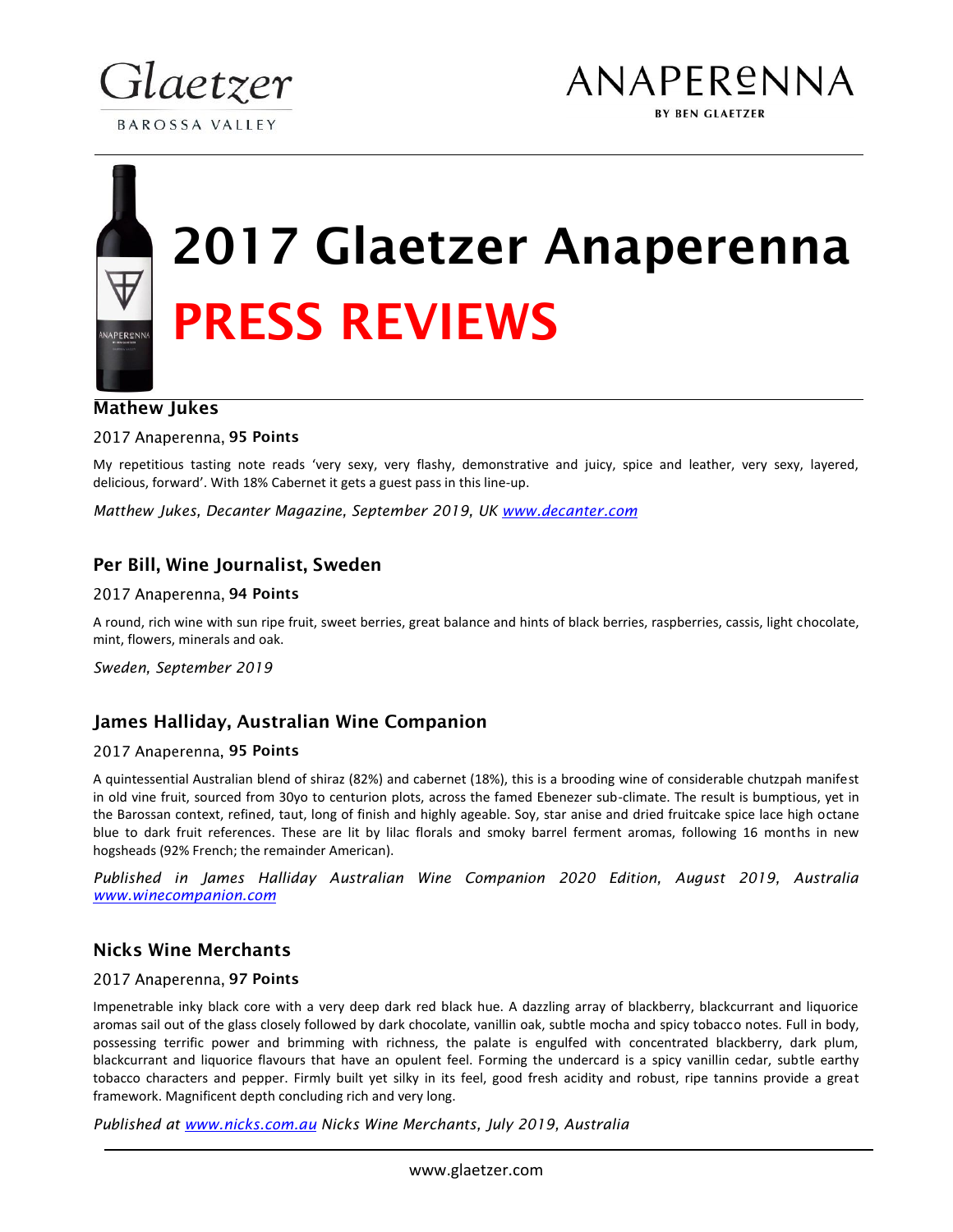Glaetzer

BAROSSA VALLEY

ANAPERENNA

BY BEN GLAETZER

# 2017 Glaetzer Anaperenna

# PRESS REVIEWS

## Mathew Jukes

2017 Anaperenna, **95 Points**

My repetitious tasting note reads 'very sexy, very flashy, demonstrative and juicy, spice and leather, very sexy, layered, delicious, forward'. With 18% Cabernet it gets a guest pass in this line-up.

*Matthew Jukes, Decanter Magazine, September 2019, UK [www.decanter.com](www.decanter.com)*

## Per Bill, Wine Journalist, Sweden

2017 Anaperenna, **94 Points**

A round, rich wine with sun ripe fruit, sweet berries, great balance and hints of black berries, raspberries, cassis, light chocolate, mint, flowers, minerals and oak.

*Sweden, September 2019*

## James Halliday, Australian Wine Companion

2017 Anaperenna, **95 Points**

A quintessential Australian blend of shiraz (82%) and cabernet (18%), this is a brooding wine of considerable chutzpah manifest in old vine fruit, sourced from 30yo to centurion plots, across the famed Ebenezer sub-climate. The result is bumptious, yet in the Barossan context, refined, taut, long of finish and highly ageable. Soy, star anise and dried fruitcake spice lace high octane blue to dark fruit references. These are lit by lilac florals and smoky barrel ferment aromas, following 16 months in new hogsheads (92% French; the remainder American).

*Published in James Halliday Australian Wine Companion 2020 Edition, August 2019, Australia [www.winecompanion.com](www.winecompanion.com)*

## Nicks Wine Merchants

2017 Anaperenna, **97 Points**

Impenetrable inky black core with a very deep dark red black hue. A dazzling array of blackberry, blackcurrant and liquorice aromas sail out of the glass closely followed by dark chocolate, vanillin oak, subtle mocha and spicy tobacco notes. Full in body, possessing terrific power and brimming with richness, the palate is engulfed with concentrated blackberry, dark plum, blackcurrant and liquorice flavours that have an opulent feel. Forming the undercard is a spicy vanillin cedar, subtle earthy tobacco characters and pepper. Firmly built yet silky in its feel, good fresh acidity and robust, ripe tannins provide a great framework. Magnificent depth concluding rich and very long.

*Published at [www.nicks.com.au](www.nicks.com.au) Nicks Wine Merchants, July 2019, Australia*

www.glaetzer.com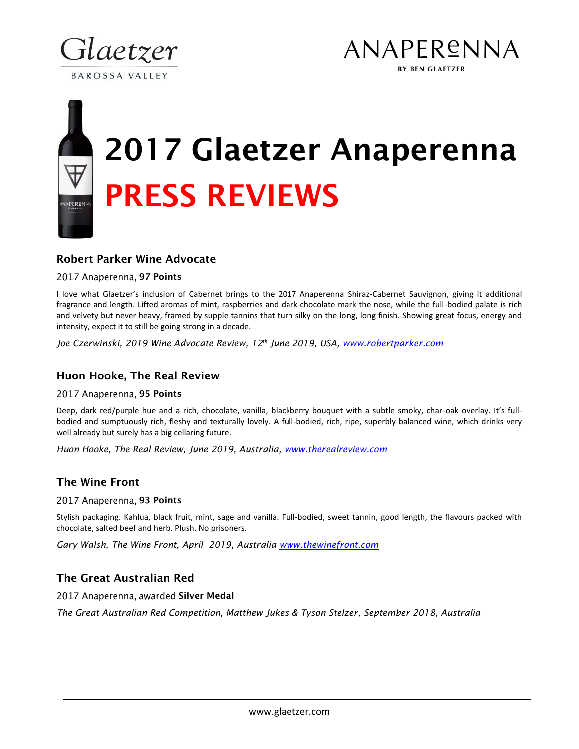Glaetzer
BAROSSA VALLEY

ANAPERENNA
BY BEN GLAETZER

# 2017 Glaetzer Anaperenna PRESS REVIEWS

## Robert Parker Wine Advocate

2017 Anaperenna, **97 Points**

I love what Glaetzer's inclusion of Cabernet brings to the 2017 Anaperenna Shiraz-Cabernet Sauvignon, giving it additional fragrance and length. Lifted aromas of mint, raspberries and dark chocolate mark the nose, while the full-bodied palate is rich and velvety but never heavy, framed by supple tannins that turn silky on the long, long finish. Showing great focus, energy and intensity, expect it to still be going strong in a decade.

*Joe Czerwinski, 2019 Wine Advocate Review, 12th June 2019, USA, [www.robertparker.com](www.robertparker.com)*

## Huon Hooke, The Real Review

2017 Anaperenna, **95 Points**

Deep, dark red/purple hue and a rich, chocolate, vanilla, blackberry bouquet with a subtle smoky, char-oak overlay. It's full-bodied and sumptuously rich, fleshy and texturally lovely. A full-bodied, rich, ripe, superbly balanced wine, which drinks very well already but surely has a big cellaring future.

*Huon Hooke, The Real Review, June 2019, Australia, [www.therealreview.com](www.therealreview.com)*

## The Wine Front

2017 Anaperenna, **93 Points**

Stylish packaging. Kahlua, black fruit, mint, sage and vanilla. Full-bodied, sweet tannin, good length, the flavours packed with chocolate, salted beef and herb. Plush. No prisoners.

*Gary Walsh, The Wine Front, April 2019, Australia [www.thewinefront.com](www.thewinefront.com)*

## The Great Australian Red

2017 Anaperenna, awarded **Silver Medal**

*The Great Australian Red Competition, Matthew Jukes & Tyson Stelzer, September 2018, Australia*

www.glaetzer.com